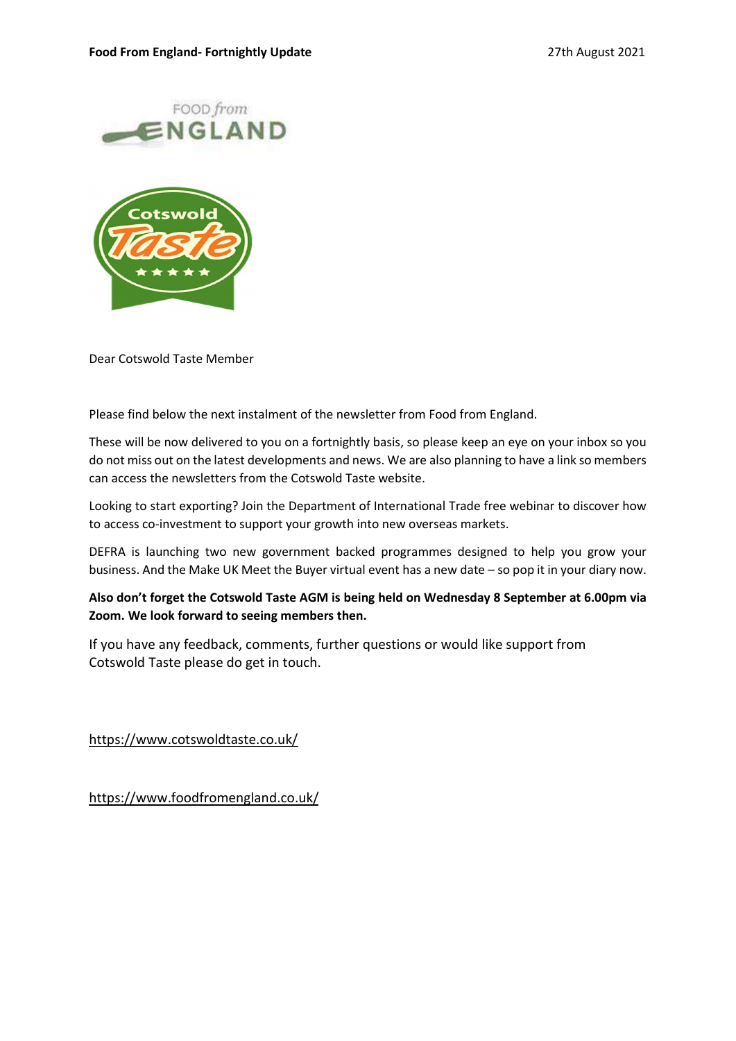**Food From England- Fortnightly Update** 27th August 2021

Dear Cotswold Taste Member

Please find below the next instalment of the newsletter from Food from England.

These will be now delivered to you on a fortnightly basis, so please keep an eye on your inbox so you do not miss out on the latest developments and news. We are also planning to have a link so members can access the newsletters from the Cotswold Taste website.

Looking to start exporting? Join the Department of International Trade free webinar to discover how to access co-investment to support your growth into new overseas markets.

DEFRA is launching two new government backed programmes designed to help you grow your business. And the Make UK Meet the Buyer virtual event has a new date – so pop it in your diary now.

**Also don't forget the Cotswold Taste AGM is being held on Wednesday 8 September at 6.00pm via Zoom. We look forward to seeing members then.**

If you have any feedback, comments, further questions or would like support from Cotswold Taste please do get in touch.

https://www.cotswoldtaste.co.uk/

https://www.foodfromengland.co.uk/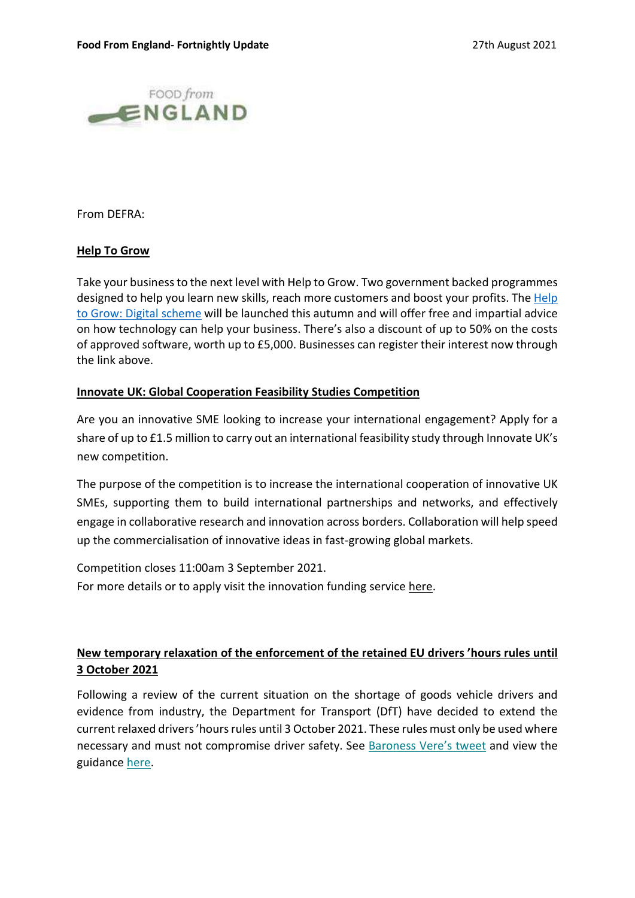From DEFRA:

**Help To Grow**

Take your business to the next level with Help to Grow. Two government backed programmes designed to help you learn new skills, reach more customers and boost your profits. The Help to Grow: Digital scheme will be launched this autumn and will offer free and impartial advice on how technology can help your business. There's also a discount of up to 50% on the costs of approved software, worth up to £5,000. Businesses can register their interest now through the link above.

**Innovate UK: Global Cooperation Feasibility Studies Competition**

Are you an innovative SME looking to increase your international engagement? Apply for a share of up to £1.5 million to carry out an international feasibility study through Innovate UK's new competition.

The purpose of the competition is to increase the international cooperation of innovative UK SMEs, supporting them to build international partnerships and networks, and effectively engage in collaborative research and innovation across borders. Collaboration will help speed up the commercialisation of innovative ideas in fast-growing global markets.

Competition closes 11:00am 3 September 2021.
For more details or to apply visit the innovation funding service here.

**New temporary relaxation of the enforcement of the retained EU drivers 'hours rules until 3 October 2021**

Following a review of the current situation on the shortage of goods vehicle drivers and evidence from industry, the Department for Transport (DfT) have decided to extend the current relaxed drivers 'hours rules until 3 October 2021. These rules must only be used where necessary and must not compromise driver safety. See Baroness Vere's tweet and view the guidance here.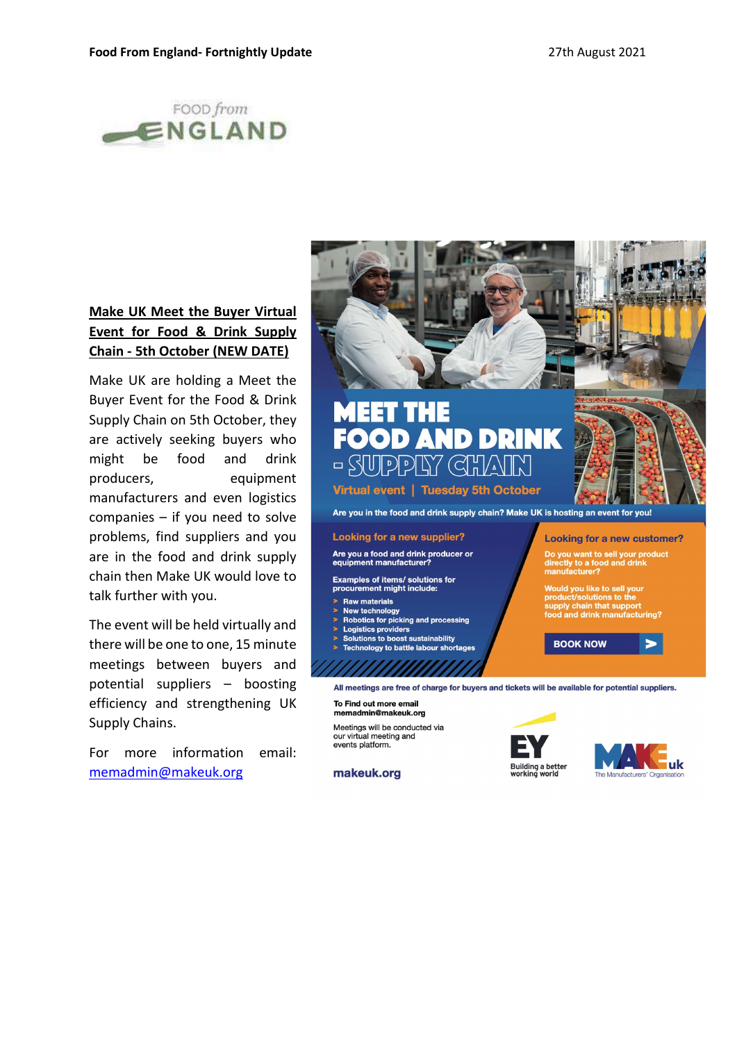## Make UK Meet the Buyer Virtual Event for Food & Drink Supply Chain - 5th October (NEW DATE)

Make UK are holding a Meet the Buyer Event for the Food & Drink Supply Chain on 5th October, they are actively seeking buyers who might be food and drink producers, equipment manufacturers and even logistics companies – if you need to solve problems, find suppliers and you are in the food and drink supply chain then Make UK would love to talk further with you.

The event will be held virtually and there will be one to one, 15 minute meetings between buyers and potential suppliers – boosting efficiency and strengthening UK Supply Chains.

For more information email: [memadmin@makeuk.org](mailto:memadmin@makeuk.org)

# MEET THE FOOD AND DRINK - SUPPLY CHAIN

**Virtual event | Tuesday 5th October**

**Are you in the food and drink supply chain? Make UK is hosting an event for you!**

**Looking for a new supplier?**

Are you a food and drink producer or equipment manufacturer?

Examples of items/ solutions for procurement might include:

- Raw materials
- New technology
- Robotics for picking and processing
- Logistics providers
- Solutions to boost sustainability
- Technology to battle labour shortages

**Looking for a new customer?**

Do you want to sell your product directly to a food and drink manufacturer?

Would you like to sell your product/solutions to the supply chain that support food and drink manufacturing?

**BOOK NOW**

**All meetings are free of charge for buyers and tickets will be available for potential suppliers.**

To Find out more email memadmin@makeuk.org

Meetings will be conducted via our virtual meeting and events platform.

makeuk.org

EY Building a better working world

MAKE uk The Manufacturers' Organisation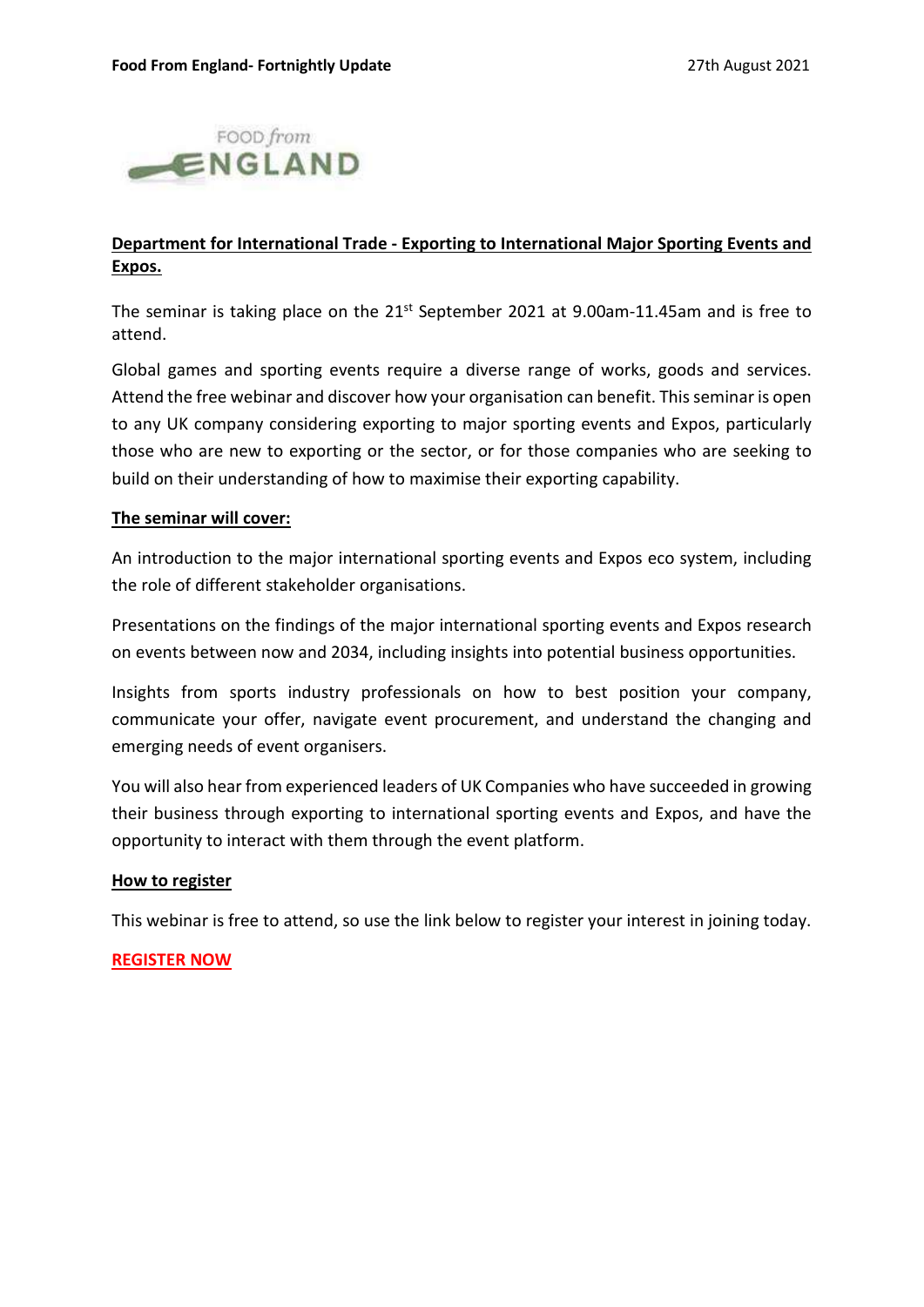## Department for International Trade - Exporting to International Major Sporting Events and Expos.

The seminar is taking place on the 21st September 2021 at 9.00am-11.45am and is free to attend.

Global games and sporting events require a diverse range of works, goods and services. Attend the free webinar and discover how your organisation can benefit. This seminar is open to any UK company considering exporting to major sporting events and Expos, particularly those who are new to exporting or the sector, or for those companies who are seeking to build on their understanding of how to maximise their exporting capability.

### The seminar will cover:

An introduction to the major international sporting events and Expos eco system, including the role of different stakeholder organisations.

Presentations on the findings of the major international sporting events and Expos research on events between now and 2034, including insights into potential business opportunities.

Insights from sports industry professionals on how to best position your company, communicate your offer, navigate event procurement, and understand the changing and emerging needs of event organisers.

You will also hear from experienced leaders of UK Companies who have succeeded in growing their business through exporting to international sporting events and Expos, and have the opportunity to interact with them through the event platform.

### How to register

This webinar is free to attend, so use the link below to register your interest in joining today.

**REGISTER NOW**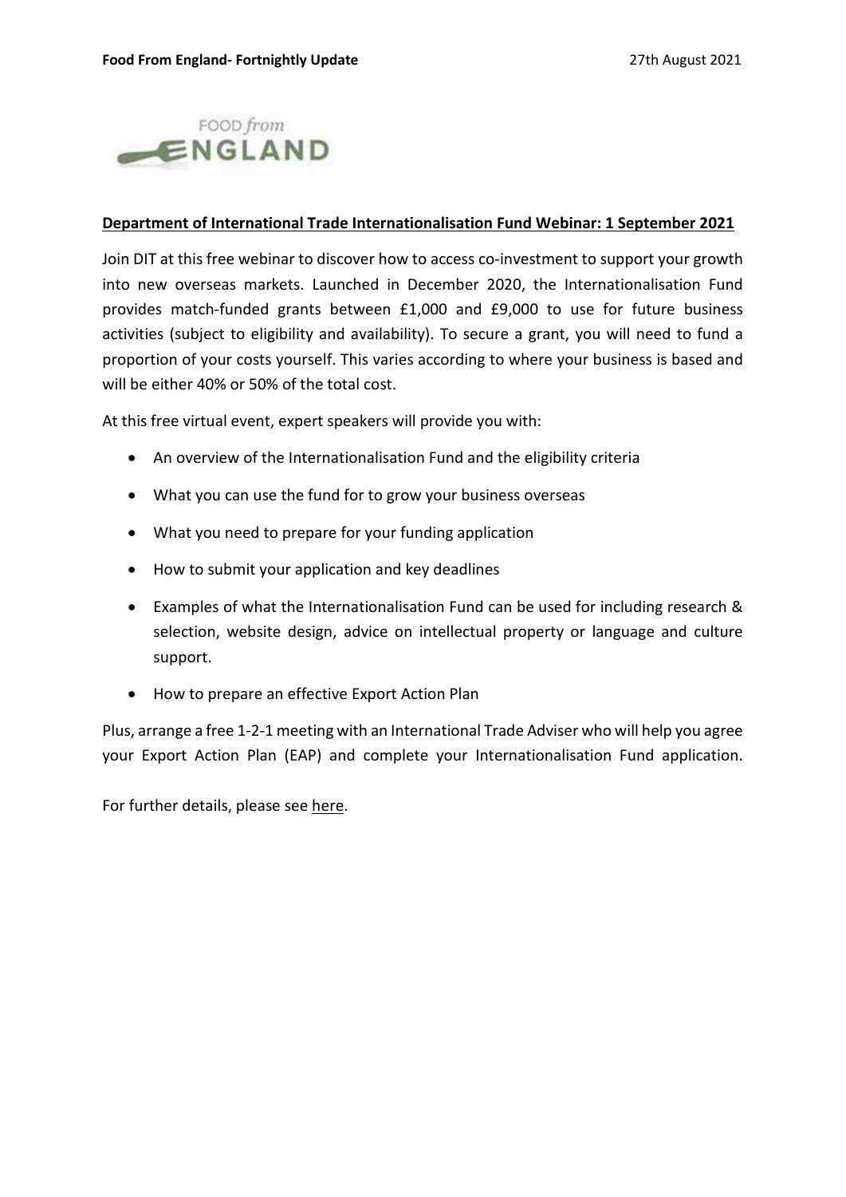## Department of International Trade Internationalisation Fund Webinar: 1 September 2021

Join DIT at this free webinar to discover how to access co-investment to support your growth into new overseas markets. Launched in December 2020, the Internationalisation Fund provides match-funded grants between £1,000 and £9,000 to use for future business activities (subject to eligibility and availability). To secure a grant, you will need to fund a proportion of your costs yourself. This varies according to where your business is based and will be either 40% or 50% of the total cost.

At this free virtual event, expert speakers will provide you with:

- An overview of the Internationalisation Fund and the eligibility criteria
- What you can use the fund for to grow your business overseas
- What you need to prepare for your funding application
- How to submit your application and key deadlines
- Examples of what the Internationalisation Fund can be used for including research & selection, website design, advice on intellectual property or language and culture support.
- How to prepare an effective Export Action Plan

Plus, arrange a free 1-2-1 meeting with an International Trade Adviser who will help you agree your Export Action Plan (EAP) and complete your Internationalisation Fund application.

For further details, please see here.